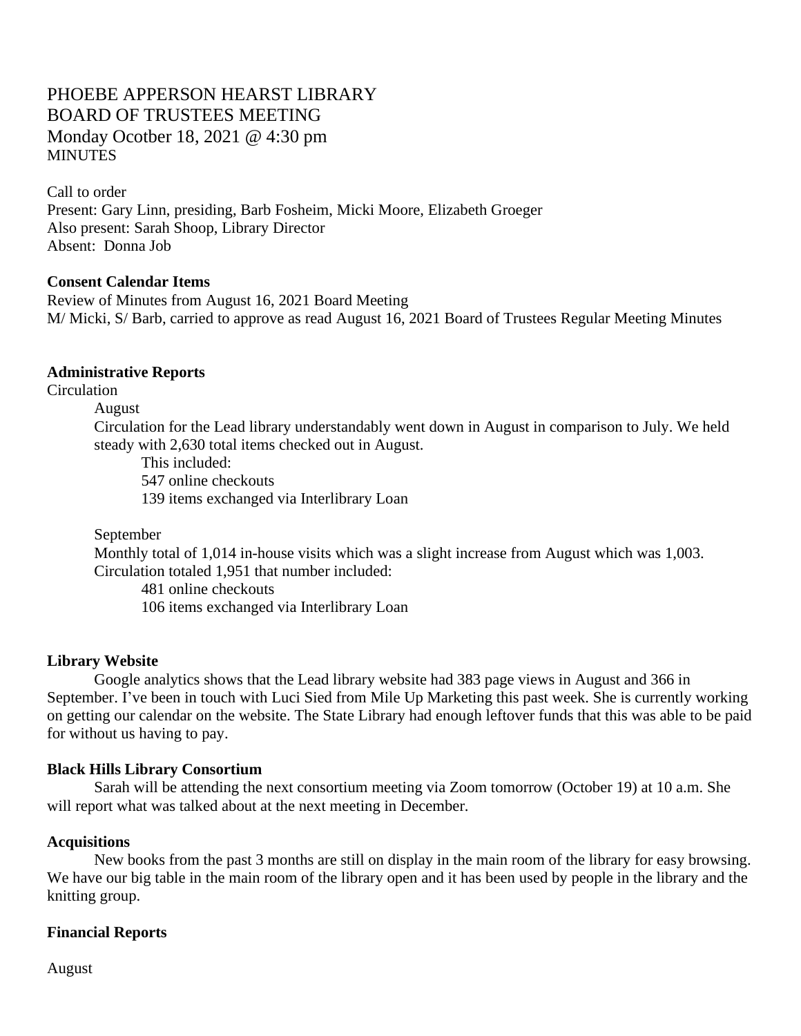PHOEBE APPERSON HEARST LIBRARY
BOARD OF TRUSTEES MEETING
Monday Ocotber 18, 2021 @ 4:30 pm
MINUTES

Call to order
Present: Gary Linn, presiding, Barb Fosheim, Micki Moore, Elizabeth Groeger
Also present: Sarah Shoop, Library Director
Absent: Donna Job

**Consent Calendar Items**

Review of Minutes from August 16, 2021 Board Meeting
M/ Micki, S/ Barb, carried to approve as read August 16, 2021 Board of Trustees Regular Meeting Minutes

**Administrative Reports**

Circulation

August
Circulation for the Lead library understandably went down in August in comparison to July. We held steady with 2,630 total items checked out in August.
This included:
547 online checkouts
139 items exchanged via Interlibrary Loan

September
Monthly total of 1,014 in-house visits which was a slight increase from August which was 1,003.
Circulation totaled 1,951 that number included:
481 online checkouts
106 items exchanged via Interlibrary Loan

**Library Website**

Google analytics shows that the Lead library website had 383 page views in August and 366 in September. I've been in touch with Luci Sied from Mile Up Marketing this past week. She is currently working on getting our calendar on the website. The State Library had enough leftover funds that this was able to be paid for without us having to pay.

**Black Hills Library Consortium**

Sarah will be attending the next consortium meeting via Zoom tomorrow (October 19) at 10 a.m. She will report what was talked about at the next meeting in December.

**Acquisitions**

New books from the past 3 months are still on display in the main room of the library for easy browsing. We have our big table in the main room of the library open and it has been used by people in the library and the knitting group.

**Financial Reports**

August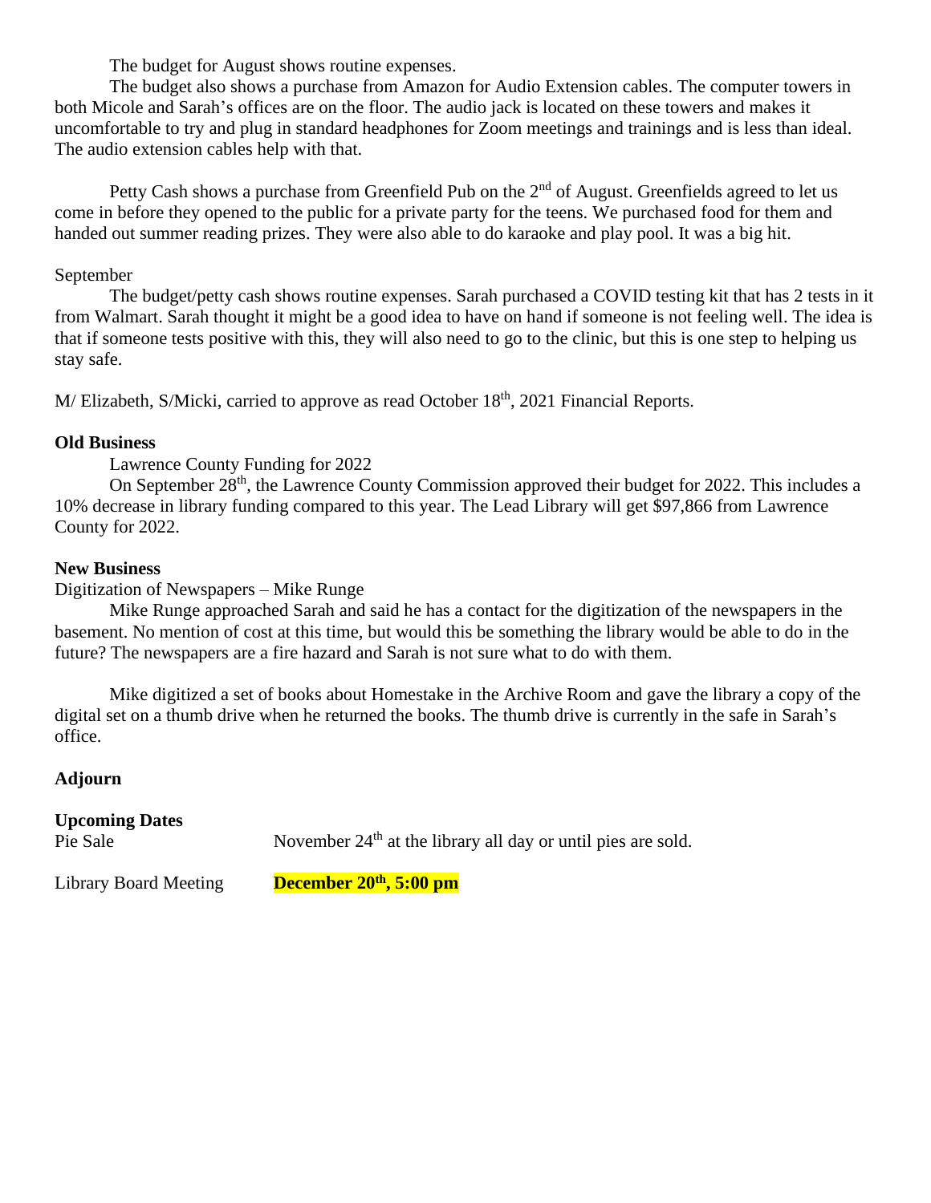The budget for August shows routine expenses.

The budget also shows a purchase from Amazon for Audio Extension cables. The computer towers in both Micole and Sarah's offices are on the floor. The audio jack is located on these towers and makes it uncomfortable to try and plug in standard headphones for Zoom meetings and trainings and is less than ideal. The audio extension cables help with that.

Petty Cash shows a purchase from Greenfield Pub on the 2nd of August. Greenfields agreed to let us come in before they opened to the public for a private party for the teens. We purchased food for them and handed out summer reading prizes. They were also able to do karaoke and play pool. It was a big hit.

September

The budget/petty cash shows routine expenses. Sarah purchased a COVID testing kit that has 2 tests in it from Walmart. Sarah thought it might be a good idea to have on hand if someone is not feeling well. The idea is that if someone tests positive with this, they will also need to go to the clinic, but this is one step to helping us stay safe.

M/ Elizabeth, S/Micki, carried to approve as read October 18th, 2021 Financial Reports.

**Old Business**

Lawrence County Funding for 2022

On September 28th, the Lawrence County Commission approved their budget for 2022. This includes a 10% decrease in library funding compared to this year. The Lead Library will get $97,866 from Lawrence County for 2022.

**New Business**

Digitization of Newspapers – Mike Runge

Mike Runge approached Sarah and said he has a contact for the digitization of the newspapers in the basement. No mention of cost at this time, but would this be something the library would be able to do in the future? The newspapers are a fire hazard and Sarah is not sure what to do with them.

Mike digitized a set of books about Homestake in the Archive Room and gave the library a copy of the digital set on a thumb drive when he returned the books. The thumb drive is currently in the safe in Sarah's office.

**Adjourn**

**Upcoming Dates**

Pie Sale — November 24th at the library all day or until pies are sold.

Library Board Meeting — **December 20th, 5:00 pm**